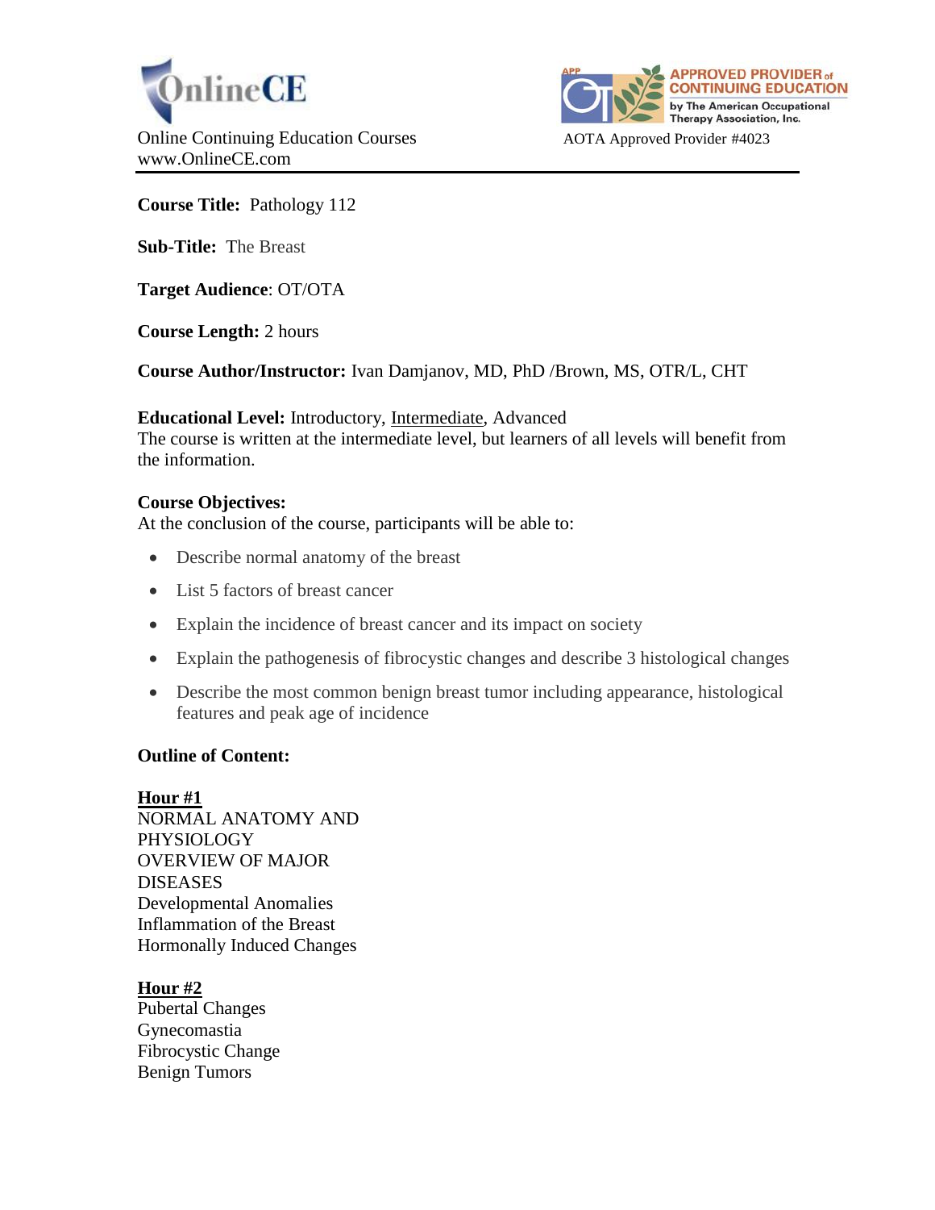OnlineCE

Online Continuing Education Courses
www.OnlineCE.com

APPROVED PROVIDER of CONTINUING EDUCATION by The American Occupational Therapy Association, Inc.

AOTA Approved Provider #4023

**Course Title:** Pathology 112

**Sub-Title:** The Breast

**Target Audience**: OT/OTA

**Course Length:** 2 hours

**Course Author/Instructor:** Ivan Damjanov, MD, PhD /Brown, MS, OTR/L, CHT

**Educational Level:** Introductory, Intermediate, Advanced
The course is written at the intermediate level, but learners of all levels will benefit from the information.

**Course Objectives:**
At the conclusion of the course, participants will be able to:

- Describe normal anatomy of the breast
- List 5 factors of breast cancer
- Explain the incidence of breast cancer and its impact on society
- Explain the pathogenesis of fibrocystic changes and describe 3 histological changes
- Describe the most common benign breast tumor including appearance, histological features and peak age of incidence

**Outline of Content:**

**Hour #1**
NORMAL ANATOMY AND PHYSIOLOGY
OVERVIEW OF MAJOR DISEASES
Developmental Anomalies
Inflammation of the Breast
Hormonally Induced Changes

**Hour #2**
Pubertal Changes
Gynecomastia
Fibrocystic Change
Benign Tumors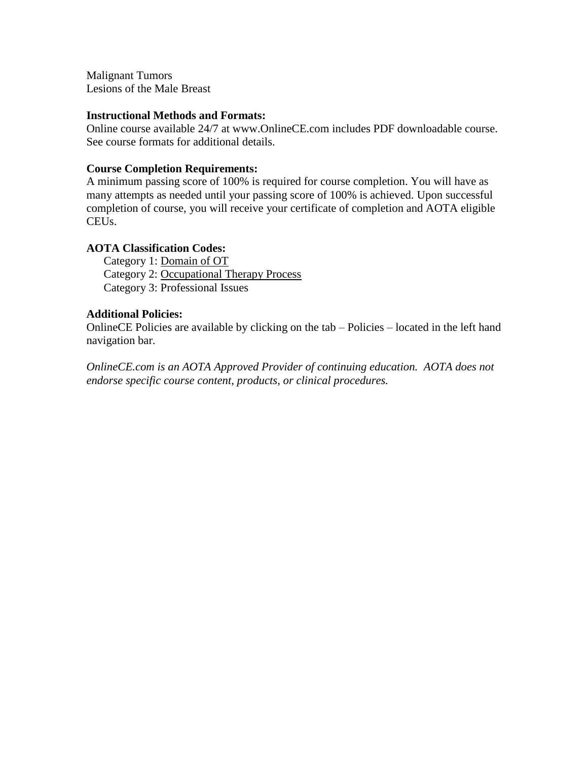Malignant Tumors
Lesions of the Male Breast

**Instructional Methods and Formats:**
Online course available 24/7 at www.OnlineCE.com includes PDF downloadable course. See course formats for additional details.

**Course Completion Requirements:**
A minimum passing score of 100% is required for course completion. You will have as many attempts as needed until your passing score of 100% is achieved. Upon successful completion of course, you will receive your certificate of completion and AOTA eligible CEUs.

**AOTA Classification Codes:**
Category 1: Domain of OT
Category 2: Occupational Therapy Process
Category 3: Professional Issues

**Additional Policies:**
OnlineCE Policies are available by clicking on the tab – Policies – located in the left hand navigation bar.

*OnlineCE.com is an AOTA Approved Provider of continuing education. AOTA does not endorse specific course content, products, or clinical procedures.*